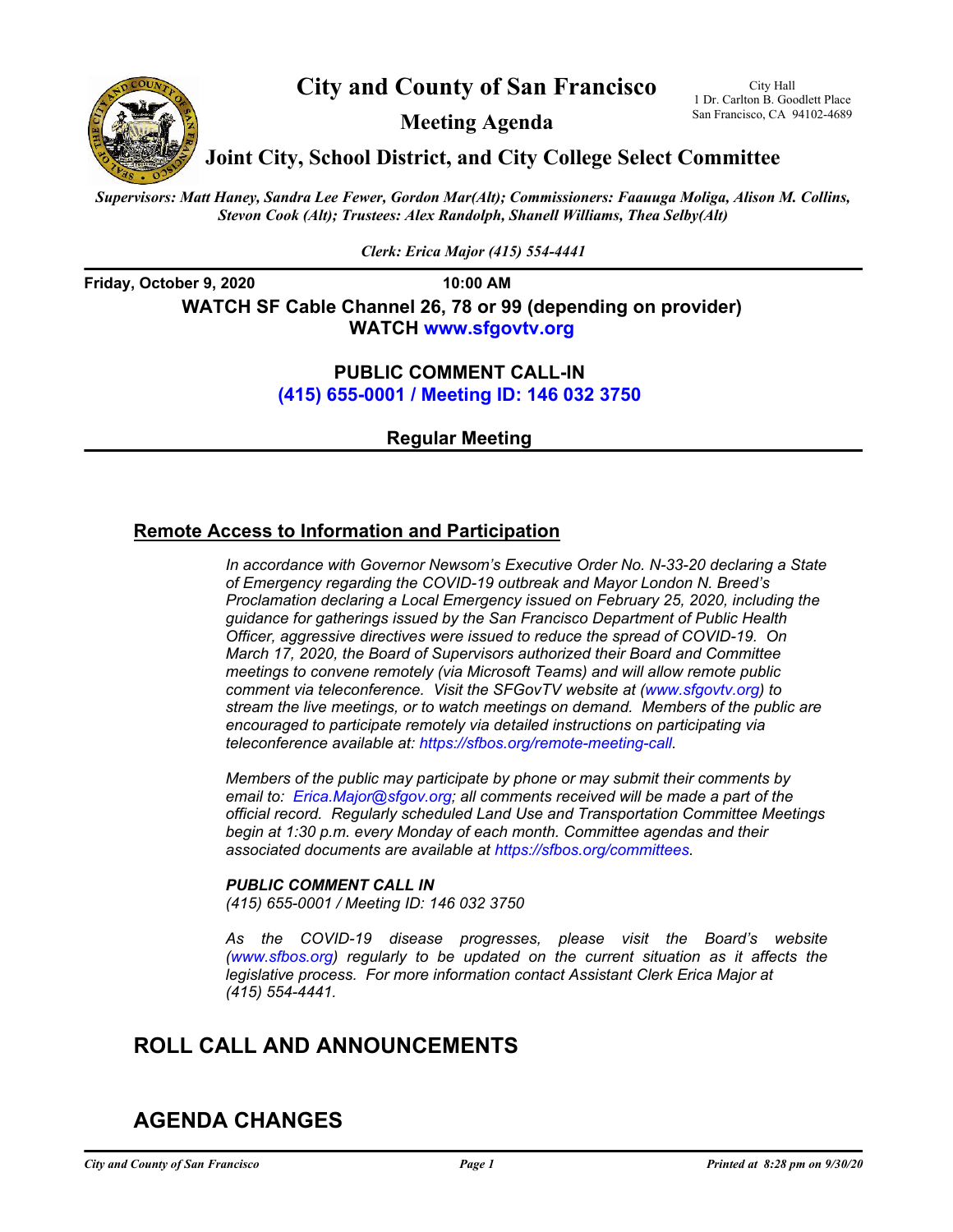# City and County of San Francisco

City Hall
1 Dr. Carlton B. Goodlett Place
San Francisco, CA 94102-4689

## Meeting Agenda

## Joint City, School District, and City College Select Committee

*Supervisors: Matt Haney, Sandra Lee Fewer, Gordon Mar(Alt); Commissioners: Faauuga Moliga, Alison M. Collins, Stevon Cook (Alt); Trustees: Alex Randolph, Shanell Williams, Thea Selby(Alt)*

*Clerk: Erica Major (415) 554-4441*

**Friday, October 9, 2020** **10:00 AM**

**WATCH SF Cable Channel 26, 78 or 99 (depending on provider)**
**WATCH www.sfgovtv.org**

**PUBLIC COMMENT CALL-IN**
**(415) 655-0001 / Meeting ID: 146 032 3750**

**Regular Meeting**

## Remote Access to Information and Participation

*In accordance with Governor Newsom's Executive Order No. N-33-20 declaring a State of Emergency regarding the COVID-19 outbreak and Mayor London N. Breed's Proclamation declaring a Local Emergency issued on February 25, 2020, including the guidance for gatherings issued by the San Francisco Department of Public Health Officer, aggressive directives were issued to reduce the spread of COVID-19. On March 17, 2020, the Board of Supervisors authorized their Board and Committee meetings to convene remotely (via Microsoft Teams) and will allow remote public comment via teleconference. Visit the SFGovTV website at (www.sfgovtv.org) to stream the live meetings, or to watch meetings on demand. Members of the public are encouraged to participate remotely via detailed instructions on participating via teleconference available at: https://sfbos.org/remote-meeting-call.*

*Members of the public may participate by phone or may submit their comments by email to: Erica.Major@sfgov.org; all comments received will be made a part of the official record. Regularly scheduled Land Use and Transportation Committee Meetings begin at 1:30 p.m. every Monday of each month. Committee agendas and their associated documents are available at https://sfbos.org/committees.*

***PUBLIC COMMENT CALL IN***
*(415) 655-0001 / Meeting ID: 146 032 3750*

*As the COVID-19 disease progresses, please visit the Board's website (www.sfbos.org) regularly to be updated on the current situation as it affects the legislative process. For more information contact Assistant Clerk Erica Major at (415) 554-4441.*

## ROLL CALL AND ANNOUNCEMENTS

## AGENDA CHANGES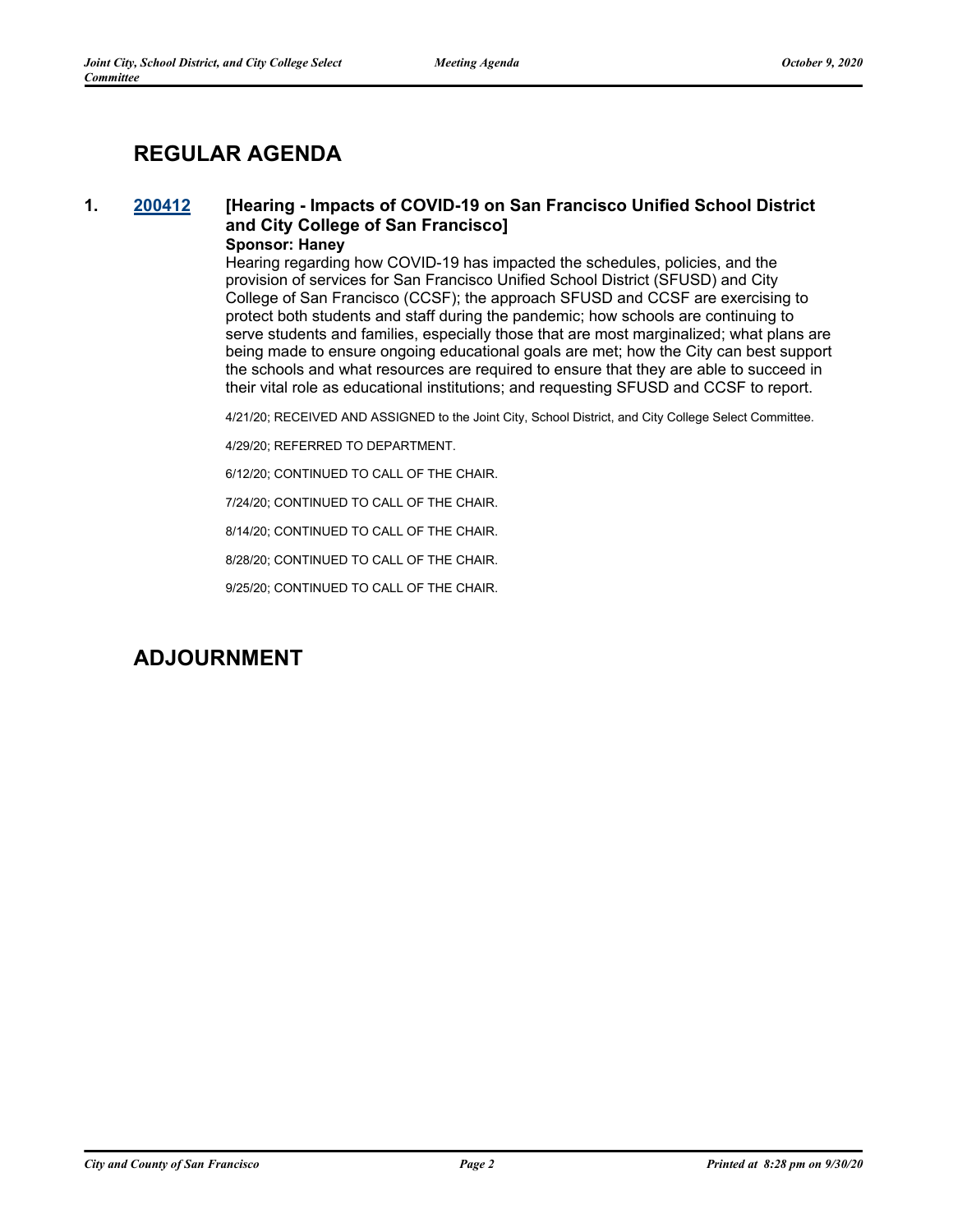## REGULAR AGENDA

**1. 200412 [Hearing - Impacts of COVID-19 on San Francisco Unified School District and City College of San Francisco]**

**Sponsor: Haney**

Hearing regarding how COVID-19 has impacted the schedules, policies, and the provision of services for San Francisco Unified School District (SFUSD) and City College of San Francisco (CCSF); the approach SFUSD and CCSF are exercising to protect both students and staff during the pandemic; how schools are continuing to serve students and families, especially those that are most marginalized; what plans are being made to ensure ongoing educational goals are met; how the City can best support the schools and what resources are required to ensure that they are able to succeed in their vital role as educational institutions; and requesting SFUSD and CCSF to report.

4/21/20; RECEIVED AND ASSIGNED to the Joint City, School District, and City College Select Committee.

4/29/20; REFERRED TO DEPARTMENT.

6/12/20; CONTINUED TO CALL OF THE CHAIR.

7/24/20; CONTINUED TO CALL OF THE CHAIR.

8/14/20; CONTINUED TO CALL OF THE CHAIR.

8/28/20; CONTINUED TO CALL OF THE CHAIR.

9/25/20; CONTINUED TO CALL OF THE CHAIR.

## ADJOURNMENT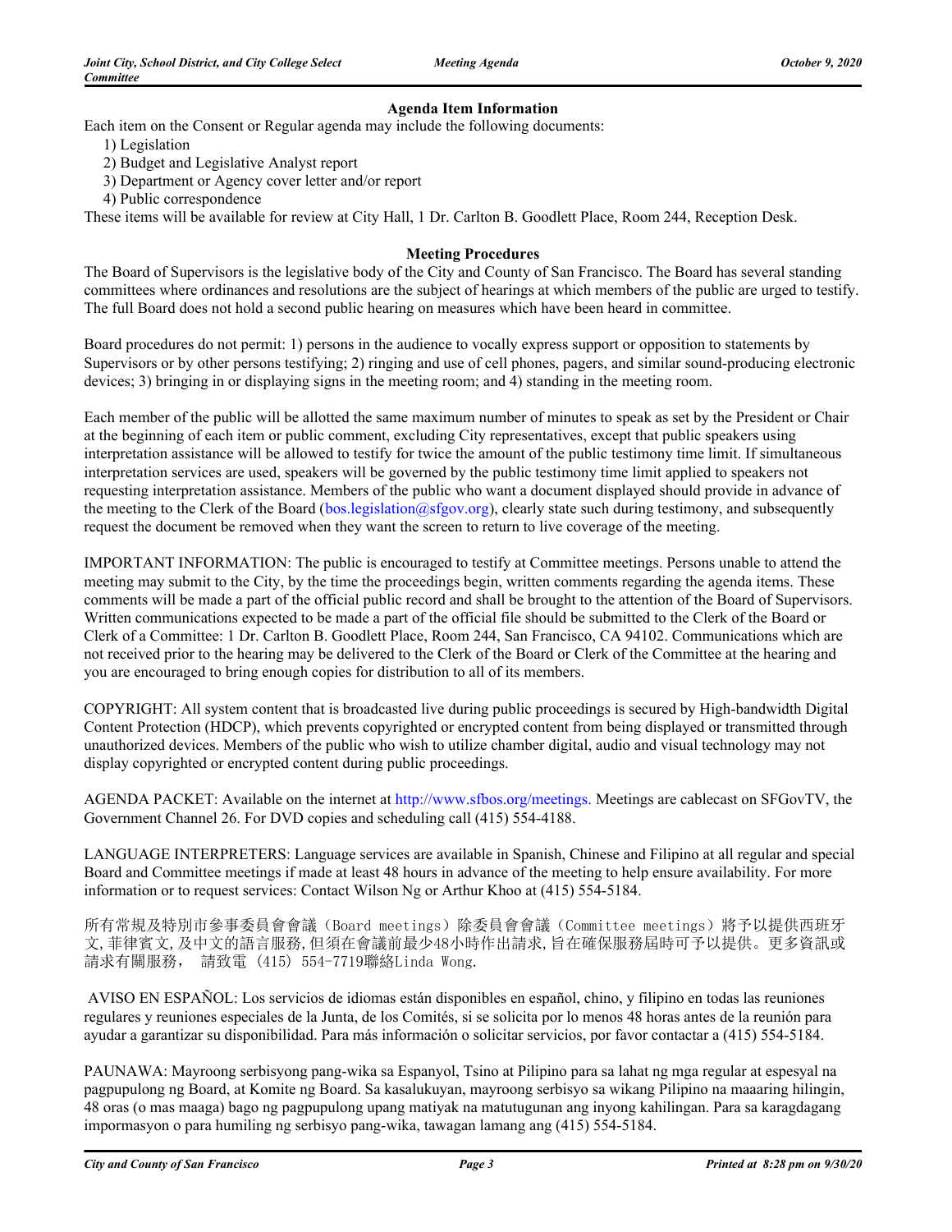## Agenda Item Information

Each item on the Consent or Regular agenda may include the following documents:

1) Legislation
2) Budget and Legislative Analyst report
3) Department or Agency cover letter and/or report
4) Public correspondence

These items will be available for review at City Hall, 1 Dr. Carlton B. Goodlett Place, Room 244, Reception Desk.

## Meeting Procedures

The Board of Supervisors is the legislative body of the City and County of San Francisco. The Board has several standing committees where ordinances and resolutions are the subject of hearings at which members of the public are urged to testify. The full Board does not hold a second public hearing on measures which have been heard in committee.

Board procedures do not permit: 1) persons in the audience to vocally express support or opposition to statements by Supervisors or by other persons testifying; 2) ringing and use of cell phones, pagers, and similar sound-producing electronic devices; 3) bringing in or displaying signs in the meeting room; and 4) standing in the meeting room.

Each member of the public will be allotted the same maximum number of minutes to speak as set by the President or Chair at the beginning of each item or public comment, excluding City representatives, except that public speakers using interpretation assistance will be allowed to testify for twice the amount of the public testimony time limit. If simultaneous interpretation services are used, speakers will be governed by the public testimony time limit applied to speakers not requesting interpretation assistance. Members of the public who want a document displayed should provide in advance of the meeting to the Clerk of the Board (bos.legislation@sfgov.org), clearly state such during testimony, and subsequently request the document be removed when they want the screen to return to live coverage of the meeting.

IMPORTANT INFORMATION: The public is encouraged to testify at Committee meetings. Persons unable to attend the meeting may submit to the City, by the time the proceedings begin, written comments regarding the agenda items. These comments will be made a part of the official public record and shall be brought to the attention of the Board of Supervisors. Written communications expected to be made a part of the official file should be submitted to the Clerk of the Board or Clerk of a Committee: 1 Dr. Carlton B. Goodlett Place, Room 244, San Francisco, CA 94102. Communications which are not received prior to the hearing may be delivered to the Clerk of the Board or Clerk of the Committee at the hearing and you are encouraged to bring enough copies for distribution to all of its members.

COPYRIGHT: All system content that is broadcasted live during public proceedings is secured by High-bandwidth Digital Content Protection (HDCP), which prevents copyrighted or encrypted content from being displayed or transmitted through unauthorized devices. Members of the public who wish to utilize chamber digital, audio and visual technology may not display copyrighted or encrypted content during public proceedings.

AGENDA PACKET: Available on the internet at http://www.sfbos.org/meetings. Meetings are cablecast on SFGovTV, the Government Channel 26. For DVD copies and scheduling call (415) 554-4188.

LANGUAGE INTERPRETERS: Language services are available in Spanish, Chinese and Filipino at all regular and special Board and Committee meetings if made at least 48 hours in advance of the meeting to help ensure availability. For more information or to request services: Contact Wilson Ng or Arthur Khoo at (415) 554-5184.

所有常規及特別市參事委員會會議（Board meetings）除委員會會議（Committee meetings）將予以提供西班牙文,菲律賓文,及中文的語言服務,但須在會議前最少48小時作出請求,旨在確保服務屆時可予以提供。更多資訊或請求有關服務， 請致電 (415) 554-7719聯絡Linda Wong.

AVISO EN ESPAÑOL: Los servicios de idiomas están disponibles en español, chino, y filipino en todas las reuniones regulares y reuniones especiales de la Junta, de los Comités, si se solicita por lo menos 48 horas antes de la reunión para ayudar a garantizar su disponibilidad. Para más información o solicitar servicios, por favor contactar a (415) 554-5184.

PAUNAWA: Mayroong serbisyong pang-wika sa Espanyol, Tsino at Pilipino para sa lahat ng mga regular at espesyal na pagpupulong ng Board, at Komite ng Board. Sa kasalukuyan, mayroong serbisyo sa wikang Pilipino na maaaring hilingin, 48 oras (o mas maaga) bago ng pagpupulong upang matiyak na matutugunan ang inyong kahilingan. Para sa karagdagang impormasyon o para humiling ng serbisyo pang-wika, tawagan lamang ang (415) 554-5184.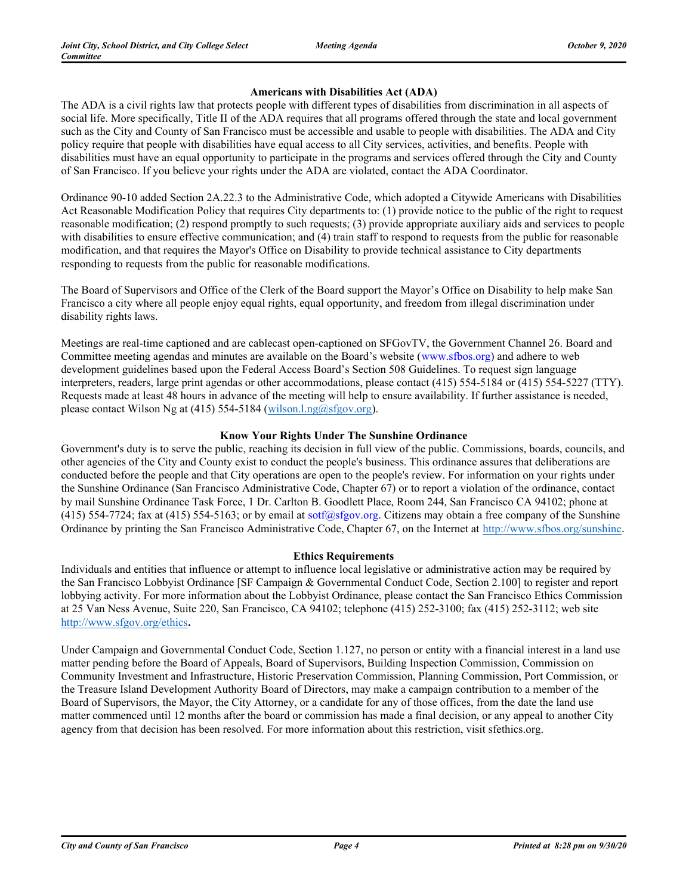### Americans with Disabilities Act (ADA)

The ADA is a civil rights law that protects people with different types of disabilities from discrimination in all aspects of social life. More specifically, Title II of the ADA requires that all programs offered through the state and local government such as the City and County of San Francisco must be accessible and usable to people with disabilities. The ADA and City policy require that people with disabilities have equal access to all City services, activities, and benefits. People with disabilities must have an equal opportunity to participate in the programs and services offered through the City and County of San Francisco. If you believe your rights under the ADA are violated, contact the ADA Coordinator.

Ordinance 90-10 added Section 2A.22.3 to the Administrative Code, which adopted a Citywide Americans with Disabilities Act Reasonable Modification Policy that requires City departments to: (1) provide notice to the public of the right to request reasonable modification; (2) respond promptly to such requests; (3) provide appropriate auxiliary aids and services to people with disabilities to ensure effective communication; and (4) train staff to respond to requests from the public for reasonable modification, and that requires the Mayor's Office on Disability to provide technical assistance to City departments responding to requests from the public for reasonable modifications.

The Board of Supervisors and Office of the Clerk of the Board support the Mayor's Office on Disability to help make San Francisco a city where all people enjoy equal rights, equal opportunity, and freedom from illegal discrimination under disability rights laws.

Meetings are real-time captioned and are cablecast open-captioned on SFGovTV, the Government Channel 26. Board and Committee meeting agendas and minutes are available on the Board's website (www.sfbos.org) and adhere to web development guidelines based upon the Federal Access Board's Section 508 Guidelines. To request sign language interpreters, readers, large print agendas or other accommodations, please contact (415) 554-5184 or (415) 554-5227 (TTY). Requests made at least 48 hours in advance of the meeting will help to ensure availability. If further assistance is needed, please contact Wilson Ng at (415) 554-5184 (wilson.l.ng@sfgov.org).

### Know Your Rights Under The Sunshine Ordinance

Government's duty is to serve the public, reaching its decision in full view of the public. Commissions, boards, councils, and other agencies of the City and County exist to conduct the people's business. This ordinance assures that deliberations are conducted before the people and that City operations are open to the people's review. For information on your rights under the Sunshine Ordinance (San Francisco Administrative Code, Chapter 67) or to report a violation of the ordinance, contact by mail Sunshine Ordinance Task Force, 1 Dr. Carlton B. Goodlett Place, Room 244, San Francisco CA 94102; phone at (415) 554-7724; fax at (415) 554-5163; or by email at sotf@sfgov.org. Citizens may obtain a free company of the Sunshine Ordinance by printing the San Francisco Administrative Code, Chapter 67, on the Internet at http://www.sfbos.org/sunshine.

### Ethics Requirements

Individuals and entities that influence or attempt to influence local legislative or administrative action may be required by the San Francisco Lobbyist Ordinance [SF Campaign & Governmental Conduct Code, Section 2.100] to register and report lobbying activity. For more information about the Lobbyist Ordinance, please contact the San Francisco Ethics Commission at 25 Van Ness Avenue, Suite 220, San Francisco, CA 94102; telephone (415) 252-3100; fax (415) 252-3112; web site http://www.sfgov.org/ethics.

Under Campaign and Governmental Conduct Code, Section 1.127, no person or entity with a financial interest in a land use matter pending before the Board of Appeals, Board of Supervisors, Building Inspection Commission, Commission on Community Investment and Infrastructure, Historic Preservation Commission, Planning Commission, Port Commission, or the Treasure Island Development Authority Board of Directors, may make a campaign contribution to a member of the Board of Supervisors, the Mayor, the City Attorney, or a candidate for any of those offices, from the date the land use matter commenced until 12 months after the board or commission has made a final decision, or any appeal to another City agency from that decision has been resolved. For more information about this restriction, visit sfethics.org.